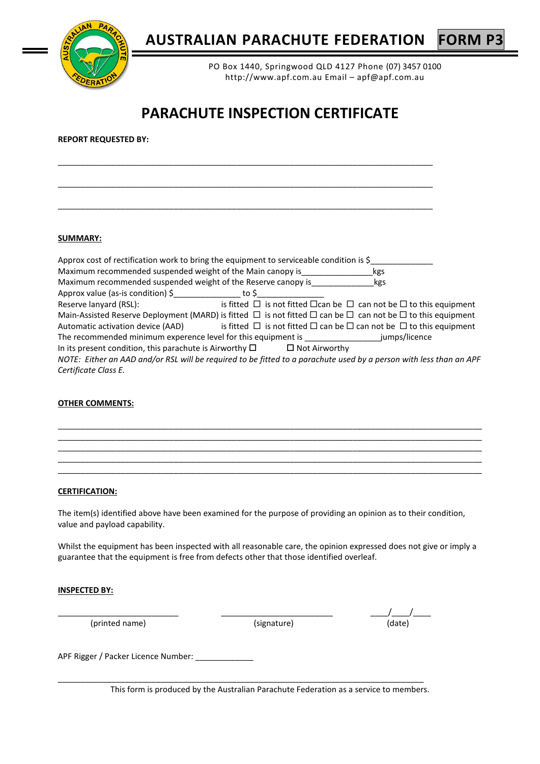# AUSTRALIAN PARACHUTE FEDERATION **FORM P3**

PO Box 1440, Springwood QLD 4127 Phone (07) 3457 0100
http://www.apf.com.au Email – apf@apf.com.au

## PARACHUTE INSPECTION CERTIFICATE

**REPORT REQUESTED BY:**

_______________________________________________________________________________

_______________________________________________________________________________

_______________________________________________________________________________

**SUMMARY:**

Approx cost of rectification work to bring the equipment to serviceable condition is $_____________
Maximum recommended suspended weight of the Main canopy is_______________kgs
Maximum recommended suspended weight of the Reserve canopy is_____________kgs
Approx value (as-is condition) $______________ to $______________
Reserve lanyard (RSL): is fitted ☐ is not fitted ☐can be ☐ can not be ☐ to this equipment
Main-Assisted Reserve Deployment (MARD) is fitted ☐ is not fitted ☐ can be ☐ can not be ☐ to this equipment
Automatic activation device (AAD) is fitted ☐ is not fitted ☐ can be ☐ can not be ☐ to this equipment
The recommended minimum experience level for this equipment is ________________jumps/licence
In its present condition, this parachute is Airworthy ☐ ☐ Not Airworthy
*NOTE: Either an AAD and/or RSL will be required to be fitted to a parachute used by a person with less than an APF Certificate Class E.*

**OTHER COMMENTS:**

_______________________________________________________________________________
_______________________________________________________________________________
_______________________________________________________________________________
_______________________________________________________________________________
_______________________________________________________________________________

**CERTIFICATION:**

The item(s) identified above have been examined for the purpose of providing an opinion as to their condition, value and payload capability.

Whilst the equipment has been inspected with all reasonable care, the opinion expressed does not give or imply a guarantee that the equipment is free from defects other that those identified overleaf.

**INSPECTED BY:**

__________________________ __________________________ ____/____/____
(printed name) (signature) (date)

APF Rigger / Packer Licence Number: ____________

_______________________________________________________________________________

This form is produced by the Australian Parachute Federation as a service to members.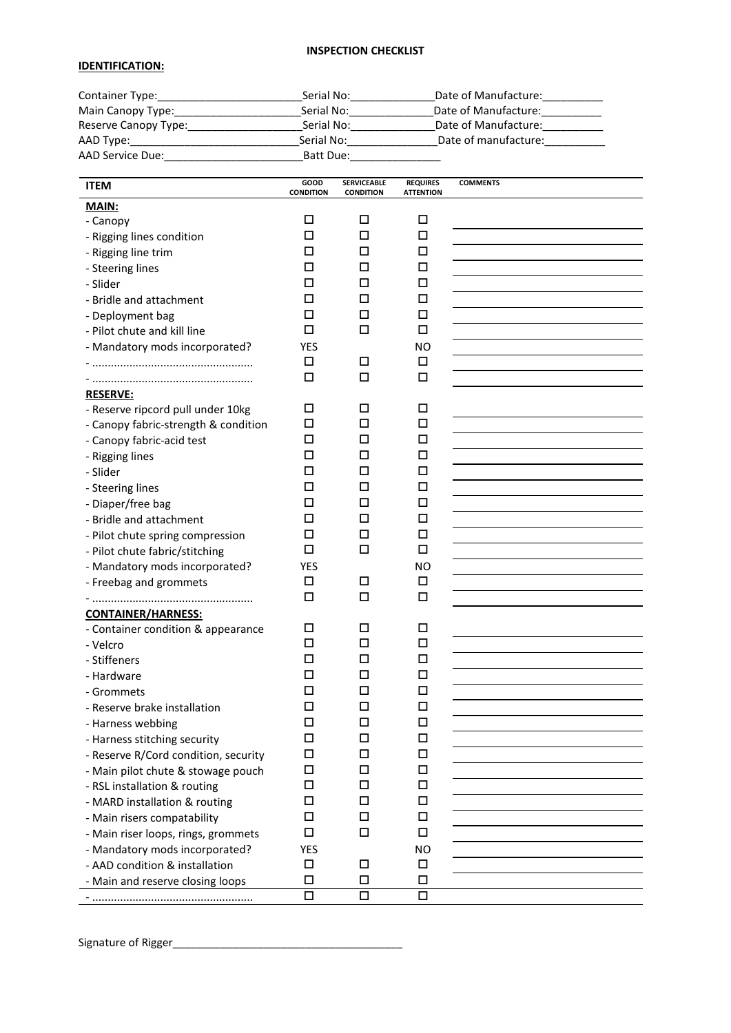**INSPECTION CHECKLIST**

**IDENTIFICATION:**

Container Type:________________________ Serial No:______________ Date of Manufacture:__________

Main Canopy Type:_____________________ Serial No:______________ Date of Manufacture:__________

Reserve Canopy Type:___________________ Serial No:______________ Date of Manufacture:__________

AAD Type:____________________________ Serial No:_______________ Date of manufacture:__________

AAD Service Due:_______________________ Batt Due:________________

| ITEM | GOOD CONDITION | SERVICEABLE CONDITION | REQUIRES ATTENTION | COMMENTS |
|---|---|---|---|---|
| **MAIN:** | | | | |
| - Canopy | ☐ | ☐ | ☐ | |
| - Rigging lines condition | ☐ | ☐ | ☐ | |
| - Rigging line trim | ☐ | ☐ | ☐ | |
| - Steering lines | ☐ | ☐ | ☐ | |
| - Slider | ☐ | ☐ | ☐ | |
| - Bridle and attachment | ☐ | ☐ | ☐ | |
| - Deployment bag | ☐ | ☐ | ☐ | |
| - Pilot chute and kill line | ☐ | ☐ | ☐ | |
| - Mandatory mods incorporated? | YES | | NO | |
| - ................................................... | ☐ | ☐ | ☐ | |
| - ................................................... | ☐ | ☐ | ☐ | |
| **RESERVE:** | | | | |
| - Reserve ripcord pull under 10kg | ☐ | ☐ | ☐ | |
| - Canopy fabric-strength & condition | ☐ | ☐ | ☐ | |
| - Canopy fabric-acid test | ☐ | ☐ | ☐ | |
| - Rigging lines | ☐ | ☐ | ☐ | |
| - Slider | ☐ | ☐ | ☐ | |
| - Steering lines | ☐ | ☐ | ☐ | |
| - Diaper/free bag | ☐ | ☐ | ☐ | |
| - Bridle and attachment | ☐ | ☐ | ☐ | |
| - Pilot chute spring compression | ☐ | ☐ | ☐ | |
| - Pilot chute fabric/stitching | ☐ | ☐ | ☐ | |
| - Mandatory mods incorporated? | YES | | NO | |
| - Freebag and grommets | ☐ | ☐ | ☐ | |
| - ................................................... | ☐ | ☐ | ☐ | |
| **CONTAINER/HARNESS:** | | | | |
| - Container condition & appearance | ☐ | ☐ | ☐ | |
| - Velcro | ☐ | ☐ | ☐ | |
| - Stiffeners | ☐ | ☐ | ☐ | |
| - Hardware | ☐ | ☐ | ☐ | |
| - Grommets | ☐ | ☐ | ☐ | |
| - Reserve brake installation | ☐ | ☐ | ☐ | |
| - Harness webbing | ☐ | ☐ | ☐ | |
| - Harness stitching security | ☐ | ☐ | ☐ | |
| - Reserve R/Cord condition, security | ☐ | ☐ | ☐ | |
| - Main pilot chute & stowage pouch | ☐ | ☐ | ☐ | |
| - RSL installation & routing | ☐ | ☐ | ☐ | |
| - MARD installation & routing | ☐ | ☐ | ☐ | |
| - Main risers compatability | ☐ | ☐ | ☐ | |
| - Main riser loops, rings, grommets | ☐ | ☐ | ☐ | |
| - Mandatory mods incorporated? | YES | | NO | |
| - AAD condition & installation | ☐ | ☐ | ☐ | |
| - Main and reserve closing loops | ☐ | ☐ | ☐ | |
| - ................................................... | ☐ | ☐ | ☐ | |

Signature of Rigger_______________________________________